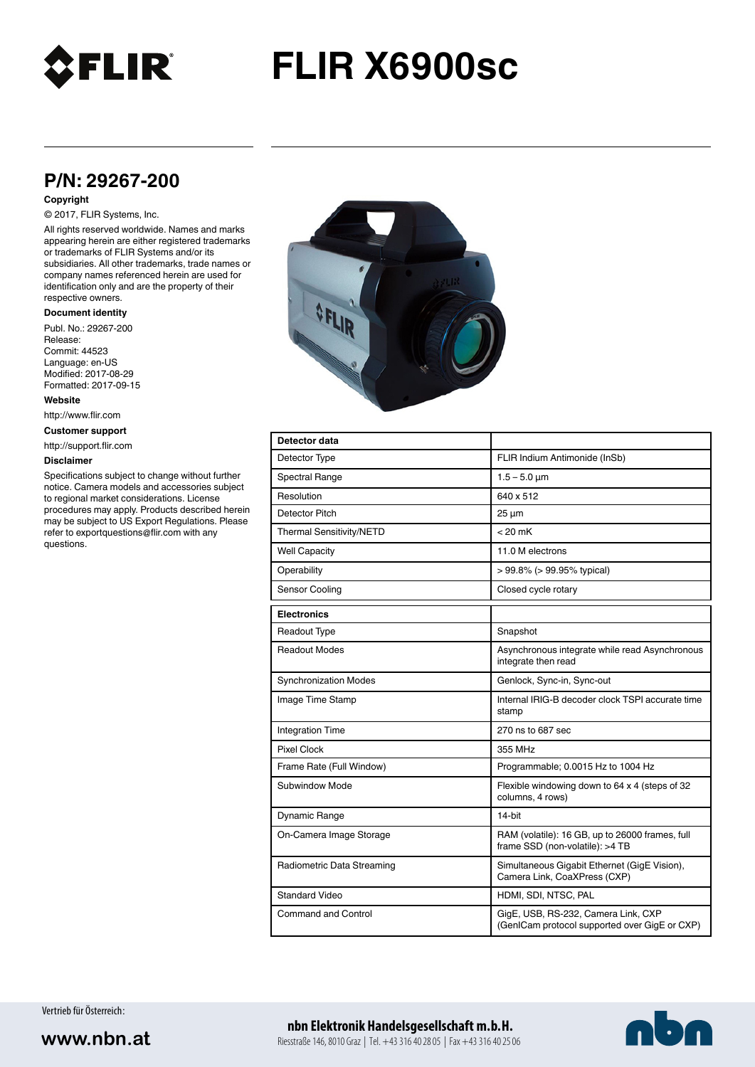# FLIR X6900sc

## P/N: 29267-200

**Copyright**

© 2017, FLIR Systems, Inc.

All rights reserved worldwide. Names and marks appearing herein are either registered trademarks or trademarks of FLIR Systems and/or its subsidiaries. All other trademarks, trade names or company names referenced herein are used for identification only and are the property of their respective owners.

**Document identity**

Publ. No.: 29267-200
Release:
Commit: 44523
Language: en-US
Modified: 2017-08-29
Formatted: 2017-09-15

**Website**

http://www.flir.com

**Customer support**

http://support.flir.com

**Disclaimer**

Specifications subject to change without further notice. Camera models and accessories subject to regional market considerations. License procedures may apply. Products described herein may be subject to US Export Regulations. Please refer to exportquestions@flir.com with any questions.

| **Detector data** | |
|---|---|
| Detector Type | FLIR Indium Antimonide (InSb) |
| Spectral Range | 1.5 – 5.0 µm |
| Resolution | 640 x 512 |
| Detector Pitch | 25 µm |
| Thermal Sensitivity/NETD | < 20 mK |
| Well Capacity | 11.0 M electrons |
| Operability | > 99.8% (> 99.95% typical) |
| Sensor Cooling | Closed cycle rotary |

| **Electronics** | |
|---|---|
| Readout Type | Snapshot |
| Readout Modes | Asynchronous integrate while read Asynchronous integrate then read |
| Synchronization Modes | Genlock, Sync-in, Sync-out |
| Image Time Stamp | Internal IRIG-B decoder clock TSPI accurate time stamp |
| Integration Time | 270 ns to 687 sec |
| Pixel Clock | 355 MHz |
| Frame Rate (Full Window) | Programmable; 0.0015 Hz to 1004 Hz |
| Subwindow Mode | Flexible windowing down to 64 x 4 (steps of 32 columns, 4 rows) |
| Dynamic Range | 14-bit |
| On-Camera Image Storage | RAM (volatile): 16 GB, up to 26000 frames, full frame SSD (non-volatile): >4 TB |
| Radiometric Data Streaming | Simultaneous Gigabit Ethernet (GigE Vision), Camera Link, CoaXPress (CXP) |
| Standard Video | HDMI, SDI, NTSC, PAL |
| Command and Control | GigE, USB, RS-232, Camera Link, CXP (GenICam protocol supported over GigE or CXP) |

Vertrieb für Österreich:

www.nbn.at

**nbn Elektronik Handelsgesellschaft m.b.H.**
Riesstraße 146, 8010 Graz | Tel. +43 316 40 28 05 | Fax +43 316 40 25 06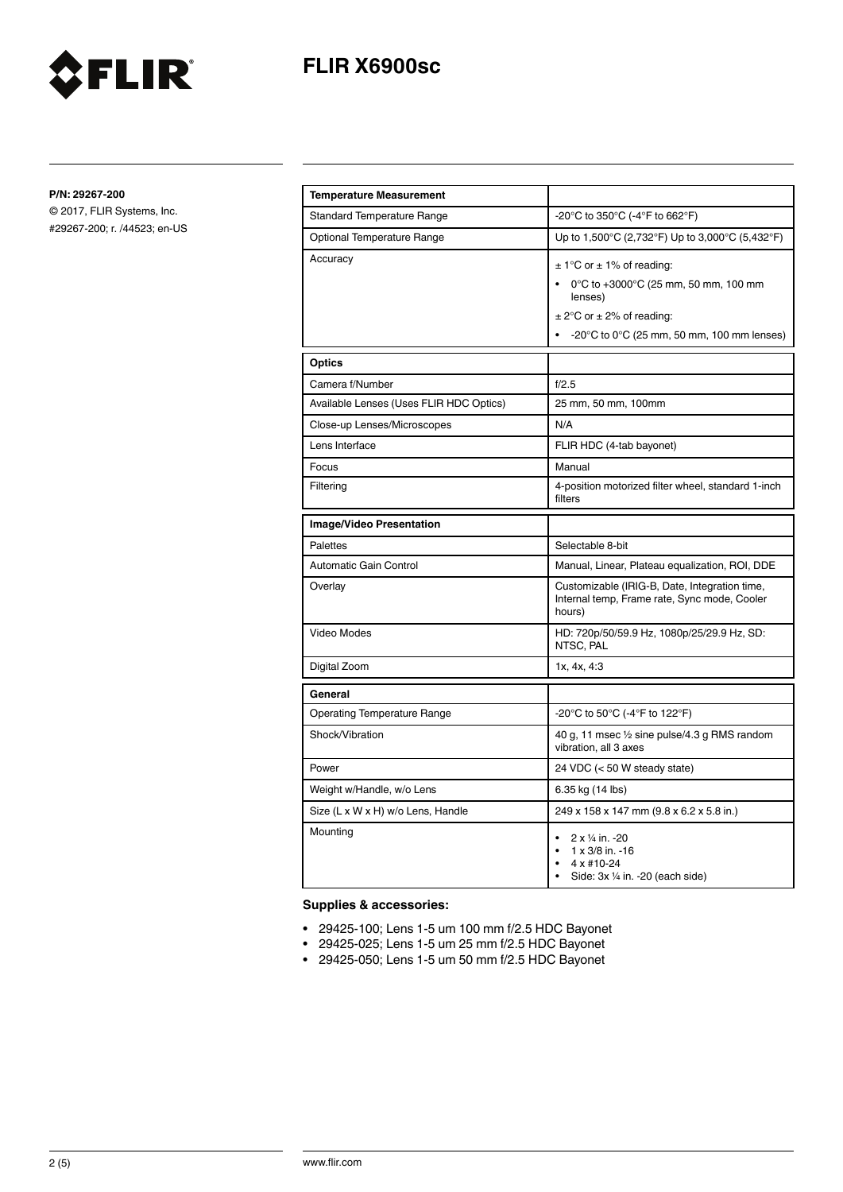# FLIR X6900sc

**P/N: 29267-200**

© 2017, FLIR Systems, Inc.
#29267-200; r. /44523; en-US

| **Temperature Measurement** | |
|---|---|
| Standard Temperature Range | -20°C to 350°C (-4°F to 662°F) |
| Optional Temperature Range | Up to 1,500°C (2,732°F) Up to 3,000°C (5,432°F) |
| Accuracy | ± 1°C or ± 1% of reading:<br>• 0°C to +3000°C (25 mm, 50 mm, 100 mm lenses)<br>± 2°C or ± 2% of reading:<br>• -20°C to 0°C (25 mm, 50 mm, 100 mm lenses) |

| **Optics** | |
|---|---|
| Camera f/Number | f/2.5 |
| Available Lenses (Uses FLIR HDC Optics) | 25 mm, 50 mm, 100mm |
| Close-up Lenses/Microscopes | N/A |
| Lens Interface | FLIR HDC (4-tab bayonet) |
| Focus | Manual |
| Filtering | 4-position motorized filter wheel, standard 1-inch filters |

| **Image/Video Presentation** | |
|---|---|
| Palettes | Selectable 8-bit |
| Automatic Gain Control | Manual, Linear, Plateau equalization, ROI, DDE |
| Overlay | Customizable (IRIG-B, Date, Integration time, Internal temp, Frame rate, Sync mode, Cooler hours) |
| Video Modes | HD: 720p/50/59.9 Hz, 1080p/25/29.9 Hz, SD: NTSC, PAL |
| Digital Zoom | 1x, 4x, 4:3 |

| **General** | |
|---|---|
| Operating Temperature Range | -20°C to 50°C (-4°F to 122°F) |
| Shock/Vibration | 40 g, 11 msec ½ sine pulse/4.3 g RMS random vibration, all 3 axes |
| Power | 24 VDC (< 50 W steady state) |
| Weight w/Handle, w/o Lens | 6.35 kg (14 lbs) |
| Size (L x W x H) w/o Lens, Handle | 249 x 158 x 147 mm (9.8 x 6.2 x 5.8 in.) |
| Mounting | • 2 x ¼ in. -20<br>• 1 x 3/8 in. -16<br>• 4 x #10-24<br>• Side: 3x ¼ in. -20 (each side) |

**Supplies & accessories:**

- 29425-100; Lens 1-5 um 100 mm f/2.5 HDC Bayonet
- 29425-025; Lens 1-5 um 25 mm f/2.5 HDC Bayonet
- 29425-050; Lens 1-5 um 50 mm f/2.5 HDC Bayonet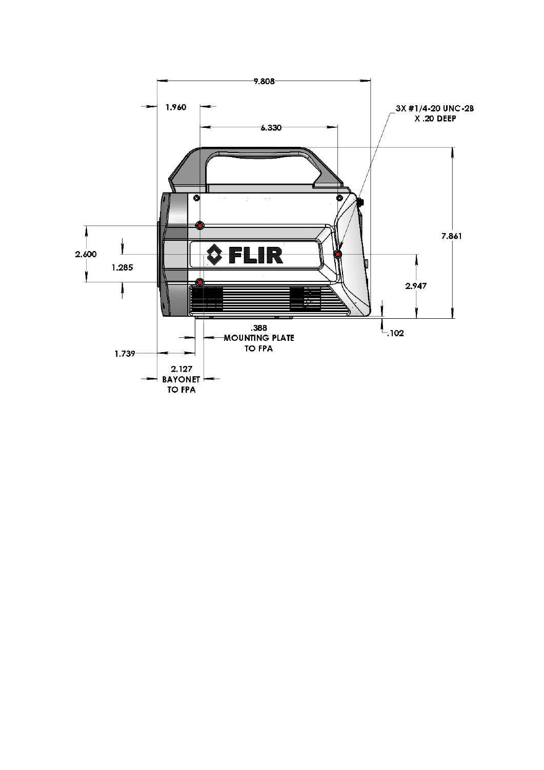9.808

1.960

6.330

3X #1/4-20 UNC-2B
X .20 DEEP

7.861

2.600

1.285

FLIR

2.947

.102

.388
MOUNTING PLATE
TO FPA

1.739

2.127
BAYONET
TO FPA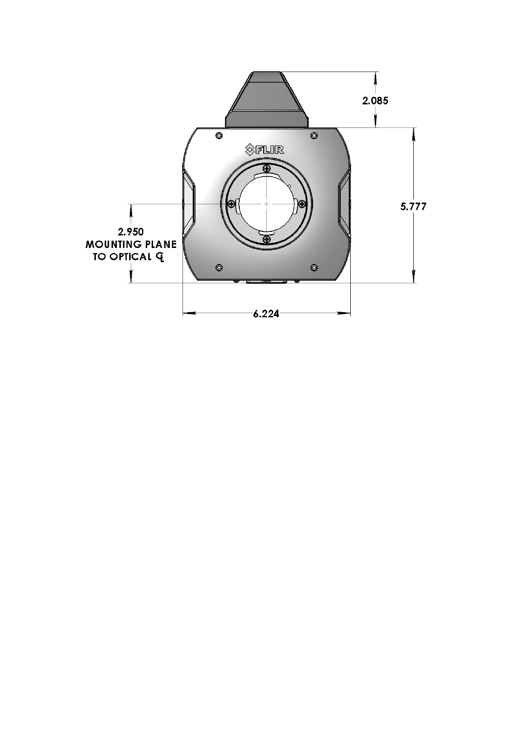2.085

5.777

2.950
MOUNTING PLANE
TO OPTICAL ℄

6.224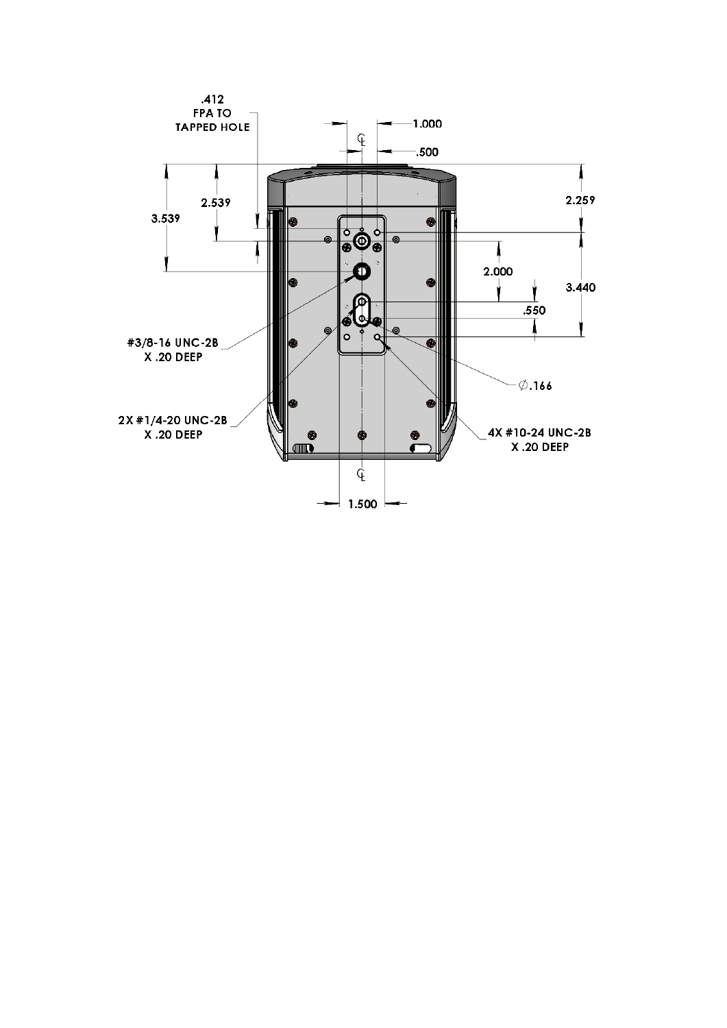.412
FPA TO
TAPPED HOLE

1.000

.500

2.539

3.539

2.259

2.000

3.440

.550

#3/8-16 UNC-2B
X .20 DEEP

$\varnothing$.166

2X #1/4-20 UNC-2B
X .20 DEEP

4X #10-24 UNC-2B
X .20 DEEP

1.500